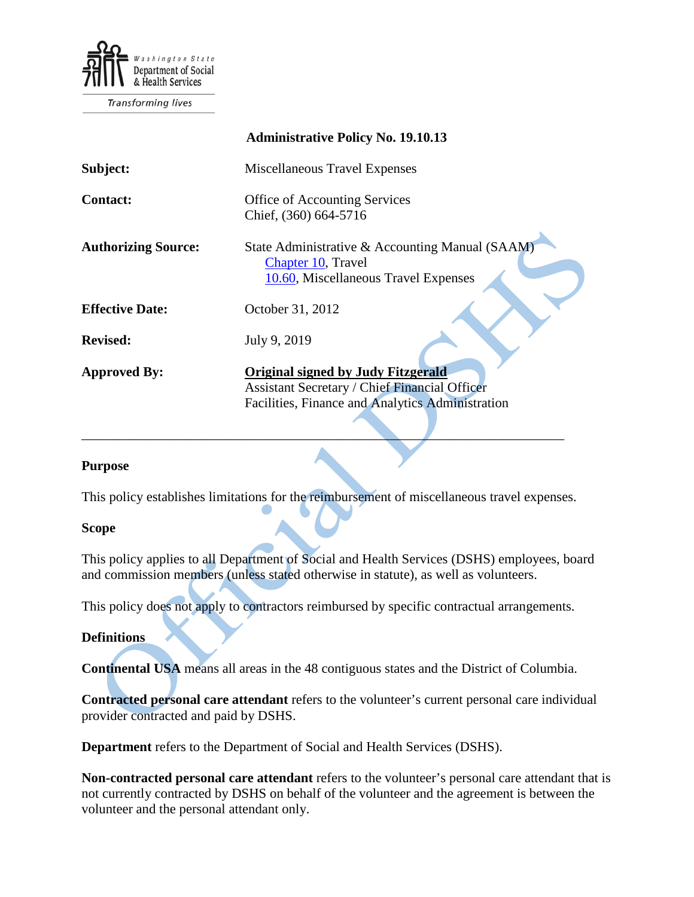Washington State Department of Social & Health Services

Transforming lives

**Administrative Policy No. 19.10.13**

| | |
|---|---|
| **Subject:** | Miscellaneous Travel Expenses |
| **Contact:** | Office of Accounting Services<br>Chief, (360) 664-5716 |
| **Authorizing Source:** | State Administrative & Accounting Manual (SAAM)<br>[Chapter 10](), Travel<br>[10.60](), Miscellaneous Travel Expenses |
| **Effective Date:** | October 31, 2012 |
| **Revised:** | July 9, 2019 |
| **Approved By:** | **Original signed by Judy Fitzgerald**<br>Assistant Secretary / Chief Financial Officer<br>Facilities, Finance and Analytics Administration |

---

### Purpose

This policy establishes limitations for the reimbursement of miscellaneous travel expenses.

### Scope

This policy applies to all Department of Social and Health Services (DSHS) employees, board and commission members (unless stated otherwise in statute), as well as volunteers.

This policy does not apply to contractors reimbursed by specific contractual arrangements.

### Definitions

**Continental USA** means all areas in the 48 contiguous states and the District of Columbia.

**Contracted personal care attendant** refers to the volunteer's current personal care individual provider contracted and paid by DSHS.

**Department** refers to the Department of Social and Health Services (DSHS).

**Non-contracted personal care attendant** refers to the volunteer's personal care attendant that is not currently contracted by DSHS on behalf of the volunteer and the agreement is between the volunteer and the personal attendant only.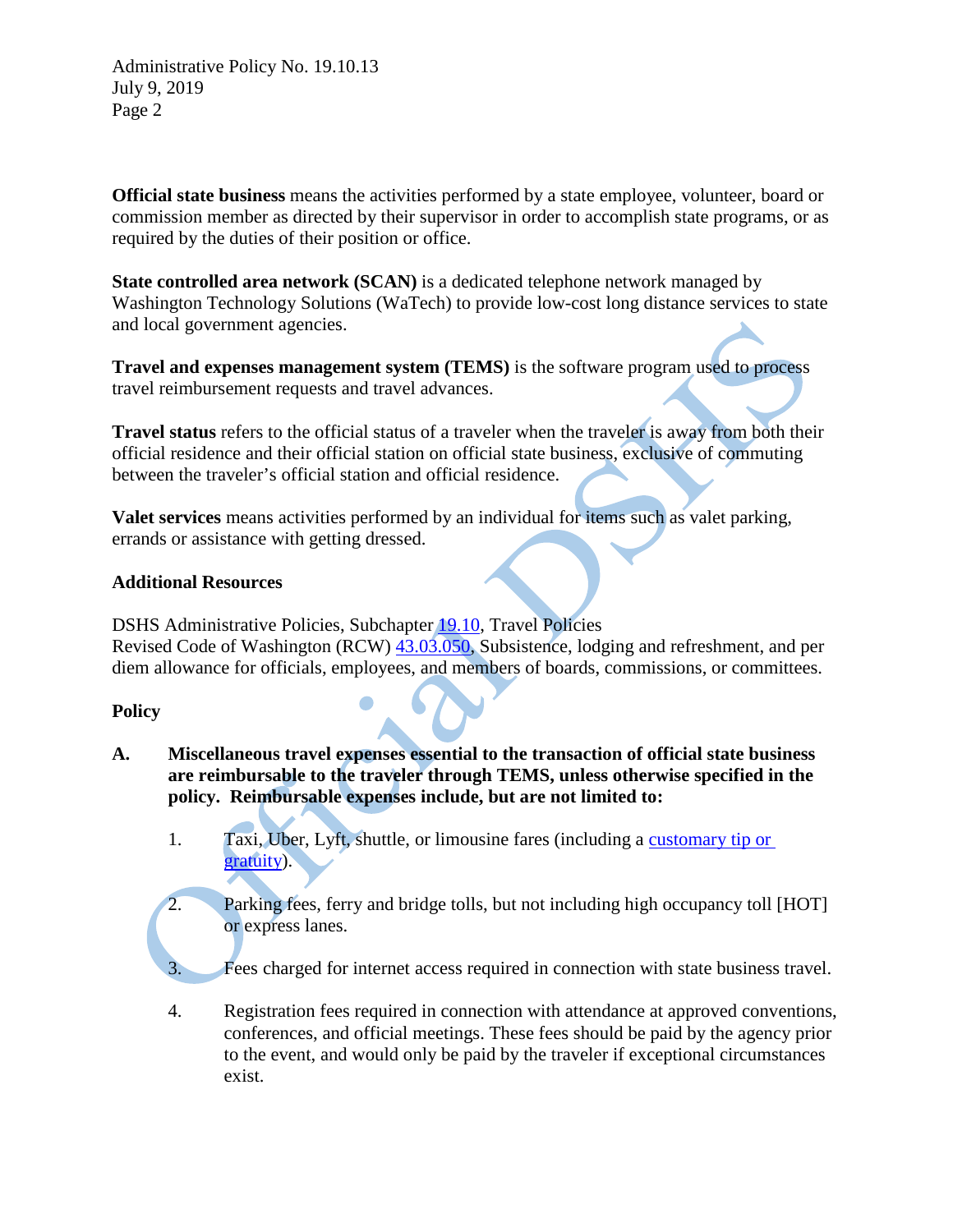**Official state business** means the activities performed by a state employee, volunteer, board or commission member as directed by their supervisor in order to accomplish state programs, or as required by the duties of their position or office.

**State controlled area network (SCAN)** is a dedicated telephone network managed by Washington Technology Solutions (WaTech) to provide low-cost long distance services to state and local government agencies.

**Travel and expenses management system (TEMS)** is the software program used to process travel reimbursement requests and travel advances.

**Travel status** refers to the official status of a traveler when the traveler is away from both their official residence and their official station on official state business, exclusive of commuting between the traveler's official station and official residence.

**Valet services** means activities performed by an individual for items such as valet parking, errands or assistance with getting dressed.

**Additional Resources**

DSHS Administrative Policies, Subchapter 19.10, Travel Policies
Revised Code of Washington (RCW) 43.03.050, Subsistence, lodging and refreshment, and per diem allowance for officials, employees, and members of boards, commissions, or committees.

**Policy**

**A. Miscellaneous travel expenses essential to the transaction of official state business are reimbursable to the traveler through TEMS, unless otherwise specified in the policy. Reimbursable expenses include, but are not limited to:**

1. Taxi, Uber, Lyft, shuttle, or limousine fares (including a customary tip or gratuity).

2. Parking fees, ferry and bridge tolls, but not including high occupancy toll [HOT] or express lanes.

3. Fees charged for internet access required in connection with state business travel.

4. Registration fees required in connection with attendance at approved conventions, conferences, and official meetings. These fees should be paid by the agency prior to the event, and would only be paid by the traveler if exceptional circumstances exist.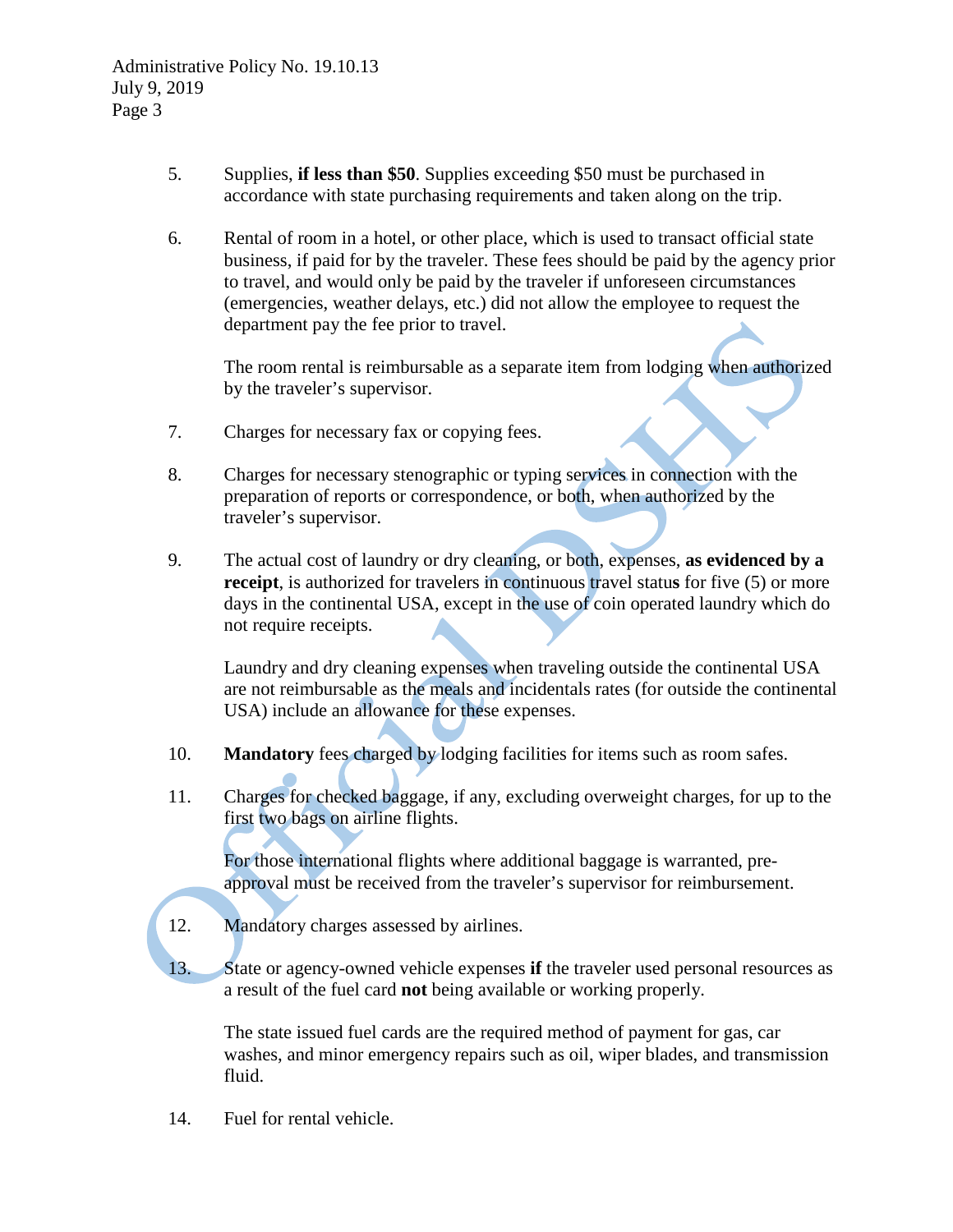5. Supplies, **if less than $50**. Supplies exceeding $50 must be purchased in accordance with state purchasing requirements and taken along on the trip.

6. Rental of room in a hotel, or other place, which is used to transact official state business, if paid for by the traveler. These fees should be paid by the agency prior to travel, and would only be paid by the traveler if unforeseen circumstances (emergencies, weather delays, etc.) did not allow the employee to request the department pay the fee prior to travel.

   The room rental is reimbursable as a separate item from lodging when authorized by the traveler's supervisor.

7. Charges for necessary fax or copying fees.

8. Charges for necessary stenographic or typing services in connection with the preparation of reports or correspondence, or both, when authorized by the traveler's supervisor.

9. The actual cost of laundry or dry cleaning, or both, expenses, **as evidenced by a receipt**, is authorized for travelers in continuous travel status for five (5) or more days in the continental USA, except in the use of coin operated laundry which do not require receipts.

   Laundry and dry cleaning expenses when traveling outside the continental USA are not reimbursable as the meals and incidentals rates (for outside the continental USA) include an allowance for these expenses.

10. **Mandatory** fees charged by lodging facilities for items such as room safes.

11. Charges for checked baggage, if any, excluding overweight charges, for up to the first two bags on airline flights.

    For those international flights where additional baggage is warranted, pre-approval must be received from the traveler's supervisor for reimbursement.

12. Mandatory charges assessed by airlines.

13. State or agency-owned vehicle expenses **if** the traveler used personal resources as a result of the fuel card **not** being available or working properly.

    The state issued fuel cards are the required method of payment for gas, car washes, and minor emergency repairs such as oil, wiper blades, and transmission fluid.

14. Fuel for rental vehicle.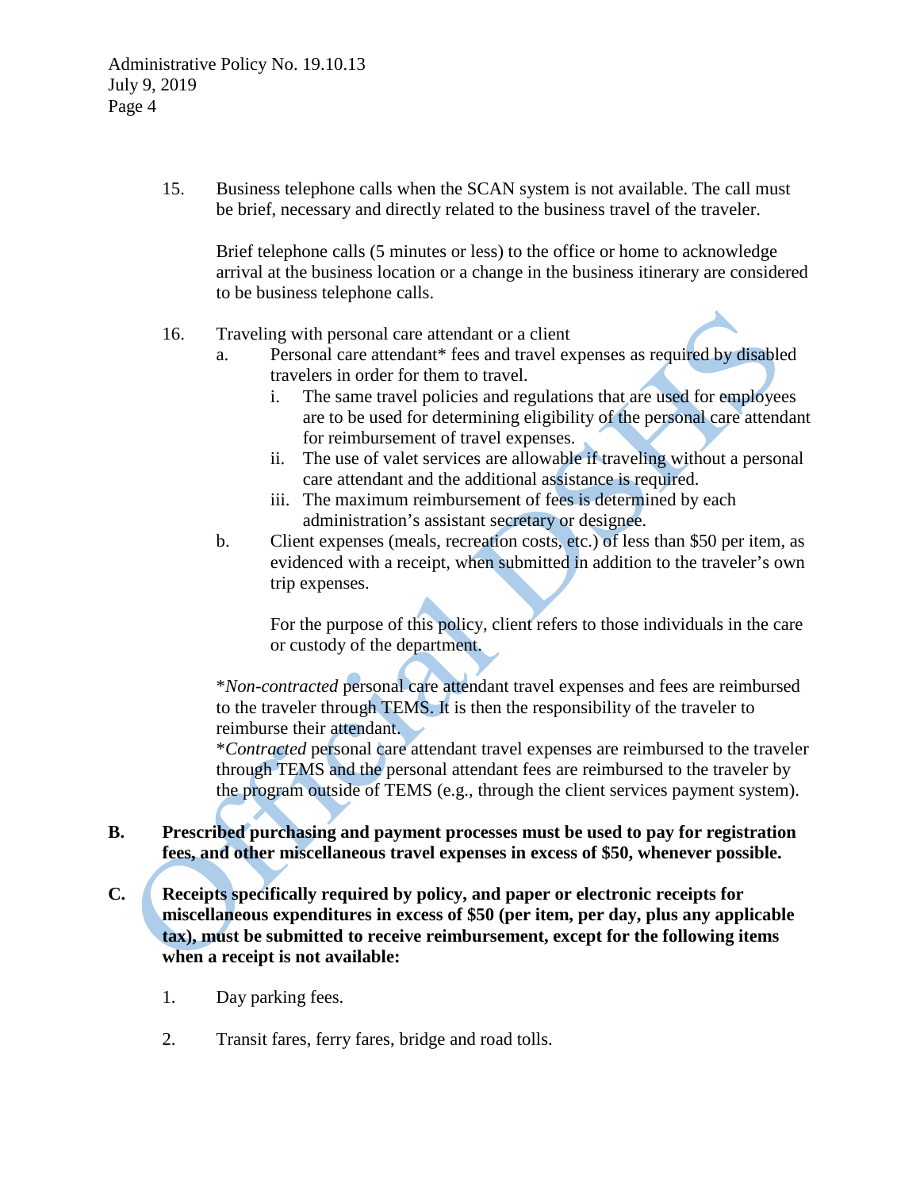15. Business telephone calls when the SCAN system is not available. The call must be brief, necessary and directly related to the business travel of the traveler.

    Brief telephone calls (5 minutes or less) to the office or home to acknowledge arrival at the business location or a change in the business itinerary are considered to be business telephone calls.

16. Traveling with personal care attendant or a client
    a. Personal care attendant* fees and travel expenses as required by disabled travelers in order for them to travel.
       i. The same travel policies and regulations that are used for employees are to be used for determining eligibility of the personal care attendant for reimbursement of travel expenses.
       ii. The use of valet services are allowable if traveling without a personal care attendant and the additional assistance is required.
       iii. The maximum reimbursement of fees is determined by each administration's assistant secretary or designee.
    b. Client expenses (meals, recreation costs, etc.) of less than $50 per item, as evidenced with a receipt, when submitted in addition to the traveler's own trip expenses.

       For the purpose of this policy, client refers to those individuals in the care or custody of the department.

    *_Non-contracted_ personal care attendant travel expenses and fees are reimbursed to the traveler through TEMS. It is then the responsibility of the traveler to reimburse their attendant.
    *_Contracted_ personal care attendant travel expenses are reimbursed to the traveler through TEMS and the personal attendant fees are reimbursed to the traveler by the program outside of TEMS (e.g., through the client services payment system).

**B. Prescribed purchasing and payment processes must be used to pay for registration fees, and other miscellaneous travel expenses in excess of $50, whenever possible.**

**C. Receipts specifically required by policy, and paper or electronic receipts for miscellaneous expenditures in excess of $50 (per item, per day, plus any applicable tax), must be submitted to receive reimbursement, except for the following items when a receipt is not available:**

1. Day parking fees.

2. Transit fares, ferry fares, bridge and road tolls.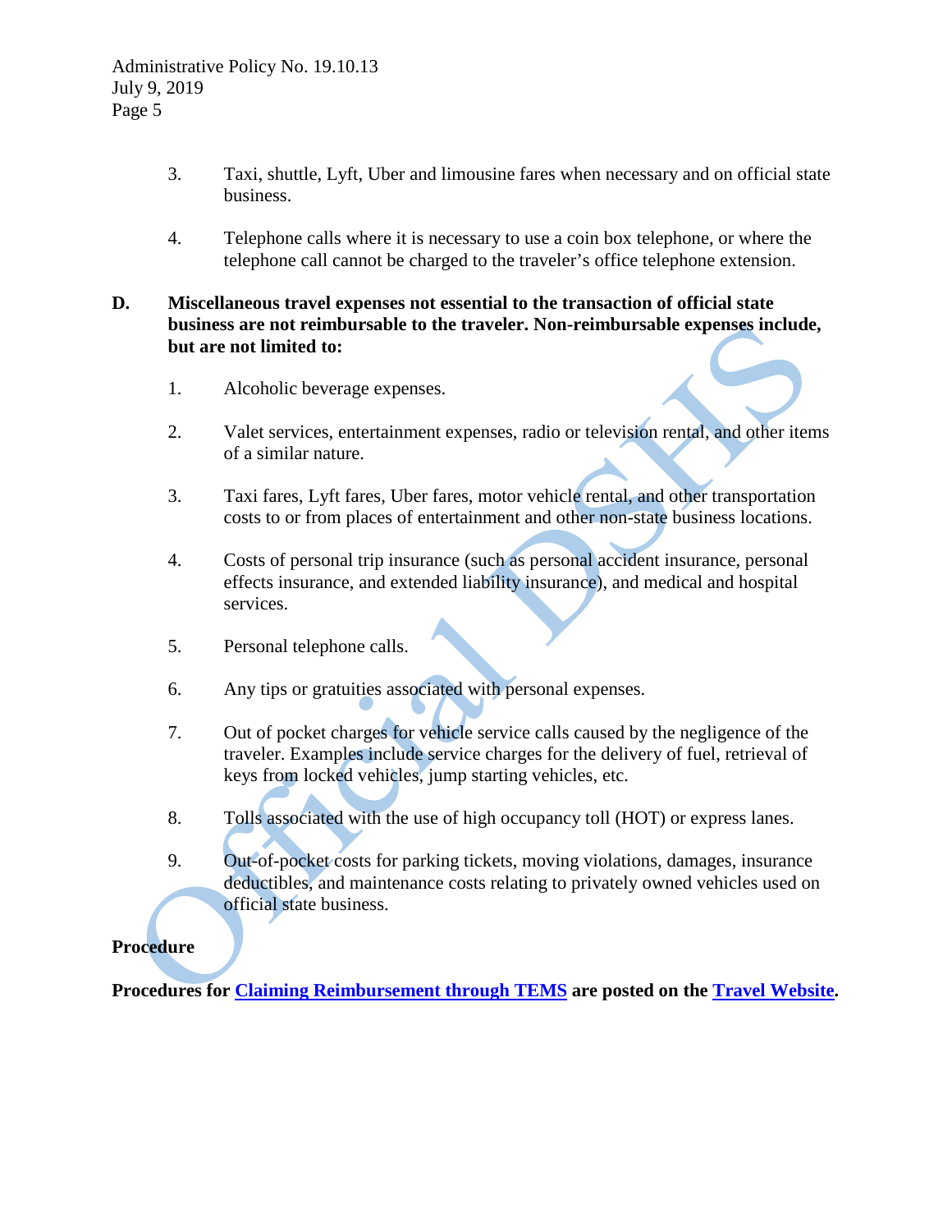3. Taxi, shuttle, Lyft, Uber and limousine fares when necessary and on official state business.

4. Telephone calls where it is necessary to use a coin box telephone, or where the telephone call cannot be charged to the traveler's office telephone extension.

**D. Miscellaneous travel expenses not essential to the transaction of official state business are not reimbursable to the traveler. Non-reimbursable expenses include, but are not limited to:**

1. Alcoholic beverage expenses.

2. Valet services, entertainment expenses, radio or television rental, and other items of a similar nature.

3. Taxi fares, Lyft fares, Uber fares, motor vehicle rental, and other transportation costs to or from places of entertainment and other non-state business locations.

4. Costs of personal trip insurance (such as personal accident insurance, personal effects insurance, and extended liability insurance), and medical and hospital services.

5. Personal telephone calls.

6. Any tips or gratuities associated with personal expenses.

7. Out of pocket charges for vehicle service calls caused by the negligence of the traveler. Examples include service charges for the delivery of fuel, retrieval of keys from locked vehicles, jump starting vehicles, etc.

8. Tolls associated with the use of high occupancy toll (HOT) or express lanes.

9. Out-of-pocket costs for parking tickets, moving violations, damages, insurance deductibles, and maintenance costs relating to privately owned vehicles used on official state business.

**Procedure**

**Procedures for Claiming Reimbursement through TEMS are posted on the Travel Website.**